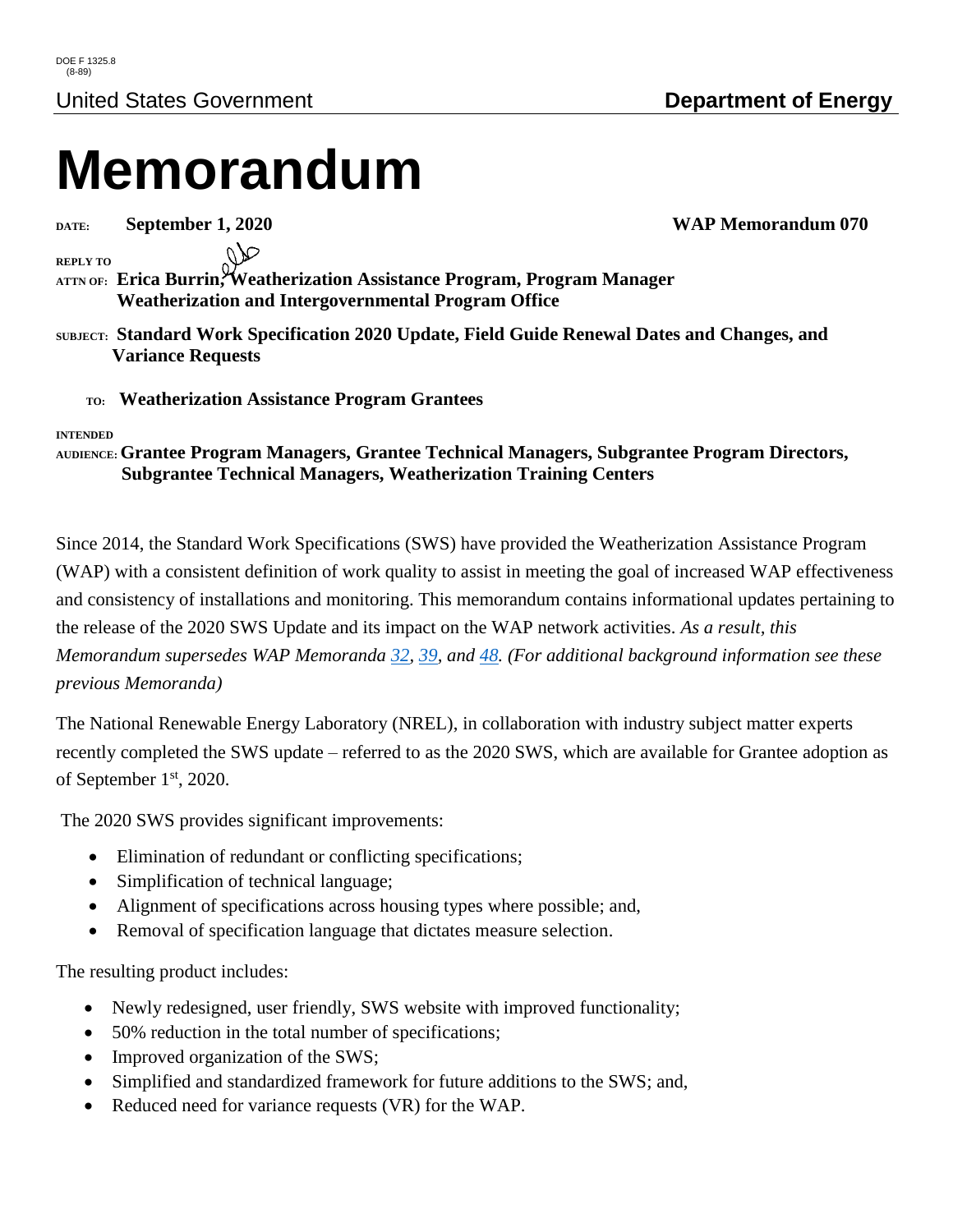DOE F 1325.8
(8-89)

United States Government **Department of Energy**

# Memorandum

**DATE:** **September 1, 2020** **WAP Memorandum 070**

**REPLY TO ATTN OF:** **Erica Burrin, Weatherization Assistance Program, Program Manager Weatherization and Intergovernmental Program Office**

**SUBJECT:** **Standard Work Specification 2020 Update, Field Guide Renewal Dates and Changes, and Variance Requests**

**TO:** **Weatherization Assistance Program Grantees**

**INTENDED AUDIENCE:** **Grantee Program Managers, Grantee Technical Managers, Subgrantee Program Directors, Subgrantee Technical Managers, Weatherization Training Centers**

Since 2014, the Standard Work Specifications (SWS) have provided the Weatherization Assistance Program (WAP) with a consistent definition of work quality to assist in meeting the goal of increased WAP effectiveness and consistency of installations and monitoring. This memorandum contains informational updates pertaining to the release of the 2020 SWS Update and its impact on the WAP network activities. *As a result, this Memorandum supersedes WAP Memoranda 32, 39, and 48. (For additional background information see these previous Memoranda)*

The National Renewable Energy Laboratory (NREL), in collaboration with industry subject matter experts recently completed the SWS update – referred to as the 2020 SWS, which are available for Grantee adoption as of September 1st, 2020.

The 2020 SWS provides significant improvements:

- Elimination of redundant or conflicting specifications;
- Simplification of technical language;
- Alignment of specifications across housing types where possible; and,
- Removal of specification language that dictates measure selection.

The resulting product includes:

- Newly redesigned, user friendly, SWS website with improved functionality;
- 50% reduction in the total number of specifications;
- Improved organization of the SWS;
- Simplified and standardized framework for future additions to the SWS; and,
- Reduced need for variance requests (VR) for the WAP.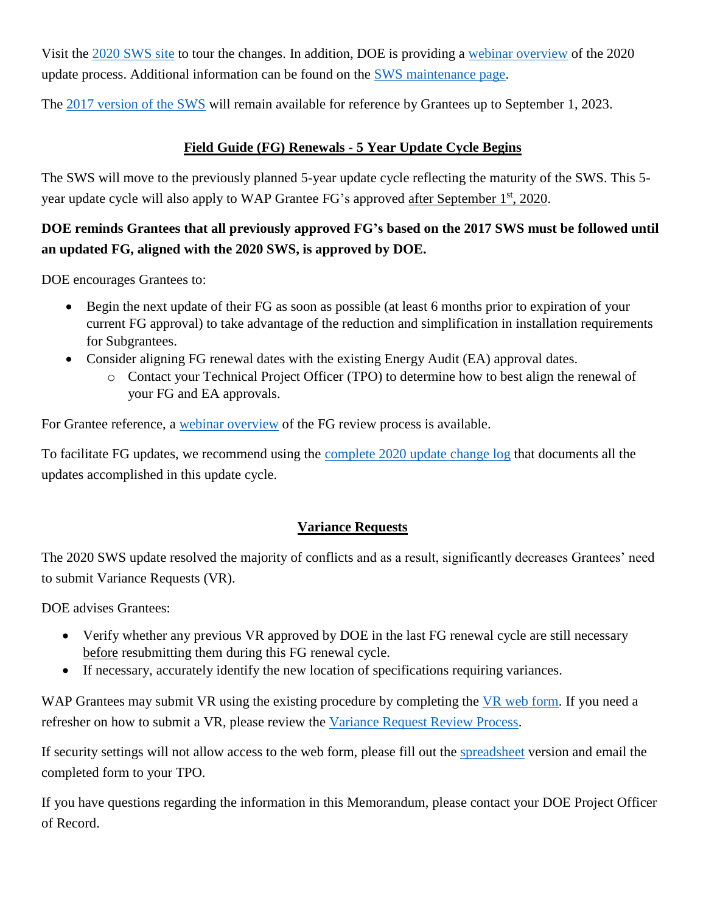Visit the 2020 SWS site to tour the changes. In addition, DOE is providing a webinar overview of the 2020 update process. Additional information can be found on the SWS maintenance page.

The 2017 version of the SWS will remain available for reference by Grantees up to September 1, 2023.

## Field Guide (FG) Renewals - 5 Year Update Cycle Begins

The SWS will move to the previously planned 5-year update cycle reflecting the maturity of the SWS. This 5-year update cycle will also apply to WAP Grantee FG's approved after September 1st, 2020.

**DOE reminds Grantees that all previously approved FG's based on the 2017 SWS must be followed until an updated FG, aligned with the 2020 SWS, is approved by DOE.**

DOE encourages Grantees to:

- Begin the next update of their FG as soon as possible (at least 6 months prior to expiration of your current FG approval) to take advantage of the reduction and simplification in installation requirements for Subgrantees.
- Consider aligning FG renewal dates with the existing Energy Audit (EA) approval dates.
    - Contact your Technical Project Officer (TPO) to determine how to best align the renewal of your FG and EA approvals.

For Grantee reference, a webinar overview of the FG review process is available.

To facilitate FG updates, we recommend using the complete 2020 update change log that documents all the updates accomplished in this update cycle.

## Variance Requests

The 2020 SWS update resolved the majority of conflicts and as a result, significantly decreases Grantees' need to submit Variance Requests (VR).

DOE advises Grantees:

- Verify whether any previous VR approved by DOE in the last FG renewal cycle are still necessary before resubmitting them during this FG renewal cycle.
- If necessary, accurately identify the new location of specifications requiring variances.

WAP Grantees may submit VR using the existing procedure by completing the VR web form. If you need a refresher on how to submit a VR, please review the Variance Request Review Process.

If security settings will not allow access to the web form, please fill out the spreadsheet version and email the completed form to your TPO.

If you have questions regarding the information in this Memorandum, please contact your DOE Project Officer of Record.